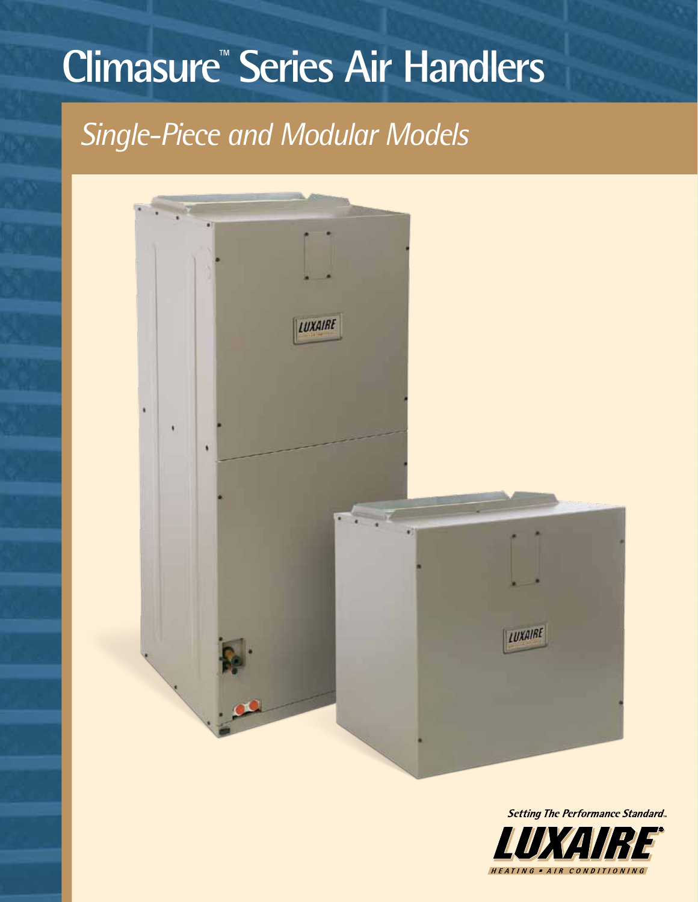# Climasure™ Series Air Handlers

## *Single-Piece and Modular Models*

*Setting The Performance Standard™*

**LUXAIRE®**

HEATING • AIR CONDITIONING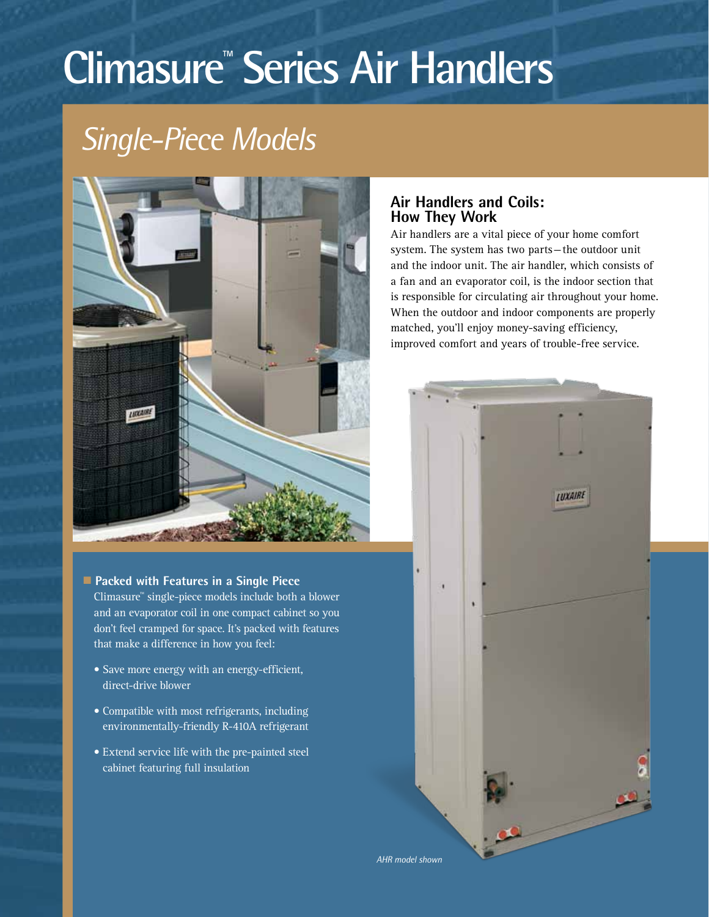# Climasure™ Series Air Handlers

## *Single-Piece Models*

### Air Handlers and Coils: How They Work

Air handlers are a vital piece of your home comfort system. The system has two parts—the outdoor unit and the indoor unit. The air handler, which consists of a fan and an evaporator coil, is the indoor section that is responsible for circulating air throughout your home. When the outdoor and indoor components are properly matched, you'll enjoy money-saving efficiency, improved comfort and years of trouble-free service.

### Packed with Features in a Single Piece

Climasure™ single-piece models include both a blower and an evaporator coil in one compact cabinet so you don't feel cramped for space. It's packed with features that make a difference in how you feel:

- Save more energy with an energy-efficient, direct-drive blower
- Compatible with most refrigerants, including environmentally-friendly R-410A refrigerant
- Extend service life with the pre-painted steel cabinet featuring full insulation

*AHR model shown*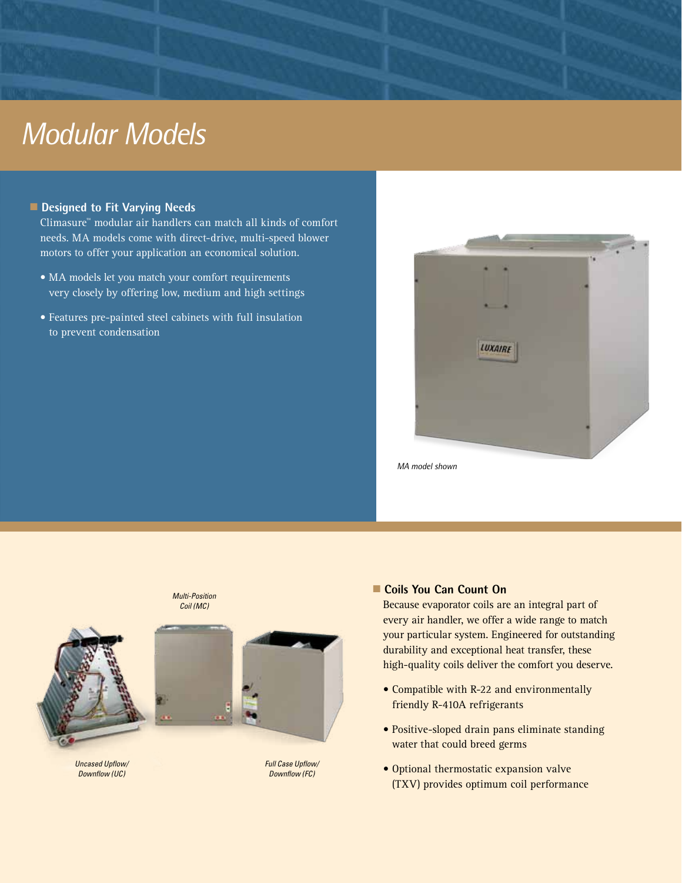# Modular Models

## Designed to Fit Varying Needs

Climasure™ modular air handlers can match all kinds of comfort needs. MA models come with direct-drive, multi-speed blower motors to offer your application an economical solution.

- MA models let you match your comfort requirements very closely by offering low, medium and high settings
- Features pre-painted steel cabinets with full insulation to prevent condensation

*MA model shown*

*Multi-Position Coil (MC)*

*Uncased Upflow/ Downflow (UC)*

*Full Case Upflow/ Downflow (FC)*

## Coils You Can Count On

Because evaporator coils are an integral part of every air handler, we offer a wide range to match your particular system. Engineered for outstanding durability and exceptional heat transfer, these high-quality coils deliver the comfort you deserve.

- Compatible with R-22 and environmentally friendly R-410A refrigerants
- Positive-sloped drain pans eliminate standing water that could breed germs
- Optional thermostatic expansion valve (TXV) provides optimum coil performance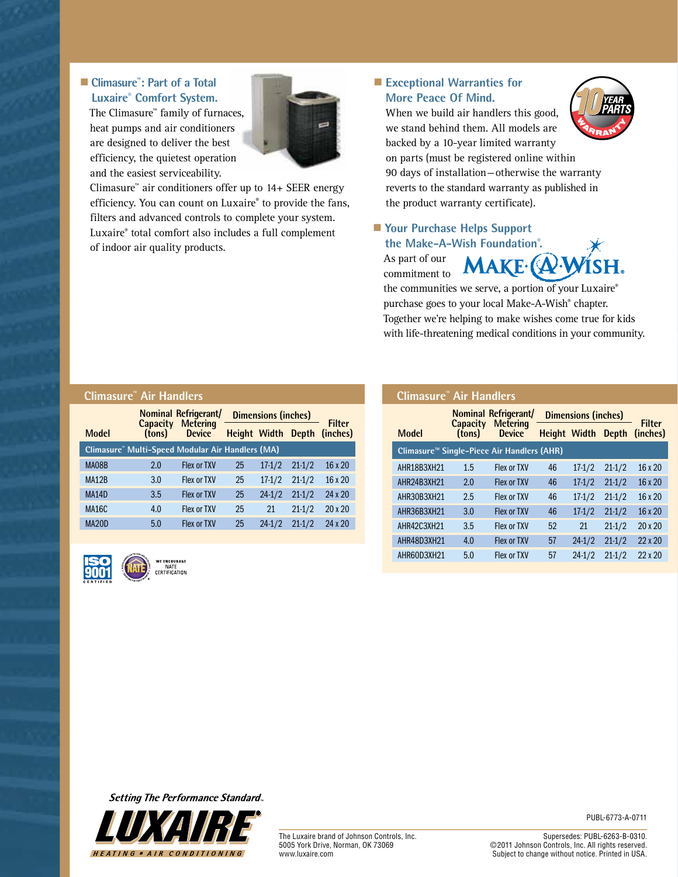## Climasure™: Part of a Total Luxaire® Comfort System.

The Climasure™ family of furnaces, heat pumps and air conditioners are designed to deliver the best efficiency, the quietest operation and the easiest serviceability. Climasure™ air conditioners offer up to 14+ SEER energy efficiency. You can count on Luxaire® to provide the fans, filters and advanced controls to complete your system. Luxaire® total comfort also includes a full complement of indoor air quality products.

## Exceptional Warranties for More Peace Of Mind.

10 YEAR PARTS WARRANTY

When we build air handlers this good, we stand behind them. All models are backed by a 10-year limited warranty on parts (must be registered online within 90 days of installation—otherwise the warranty reverts to the standard warranty as published in the product warranty certificate).

## Your Purchase Helps Support the Make-A-Wish Foundation®.

As part of our commitment to the communities we serve, a portion of your Luxaire® purchase goes to your local Make-A-Wish® chapter. Together we're helping to make wishes come true for kids with life-threatening medical conditions in your community.

### Climasure™ Air Handlers

| Model | Nominal Capacity (tons) | Refrigerant/ Metering Device | Dimensions (inches) Height | Width | Depth | Filter (inches) |
|---|---|---|---|---|---|---|
| **Climasure™ Multi-Speed Modular Air Handlers (MA)** | | | | | | |
| MA08B | 2.0 | Flex or TXV | 25 | 17-1/2 | 21-1/2 | 16 x 20 |
| MA12B | 3.0 | Flex or TXV | 25 | 17-1/2 | 21-1/2 | 16 x 20 |
| MA14D | 3.5 | Flex or TXV | 25 | 24-1/2 | 21-1/2 | 24 x 20 |
| MA16C | 4.0 | Flex or TXV | 25 | 21 | 21-1/2 | 20 x 20 |
| MA20D | 5.0 | Flex or TXV | 25 | 24-1/2 | 21-1/2 | 24 x 20 |

### Climasure™ Air Handlers

| Model | Nominal Capacity (tons) | Refrigerant/ Metering Device | Dimensions (inches) Height | Width | Depth | Filter (inches) |
|---|---|---|---|---|---|---|
| **Climasure™ Single-Piece Air Handlers (AHR)** | | | | | | |
| AHR18B3XH21 | 1.5 | Flex or TXV | 46 | 17-1/2 | 21-1/2 | 16 x 20 |
| AHR24B3XH21 | 2.0 | Flex or TXV | 46 | 17-1/2 | 21-1/2 | 16 x 20 |
| AHR30B3XH21 | 2.5 | Flex or TXV | 46 | 17-1/2 | 21-1/2 | 16 x 20 |
| AHR36B3XH21 | 3.0 | Flex or TXV | 46 | 17-1/2 | 21-1/2 | 16 x 20 |
| AHR42C3XH21 | 3.5 | Flex or TXV | 52 | 21 | 21-1/2 | 20 x 20 |
| AHR48D3XH21 | 4.0 | Flex or TXV | 57 | 24-1/2 | 21-1/2 | 22 x 20 |
| AHR60D3XH21 | 5.0 | Flex or TXV | 57 | 24-1/2 | 21-1/2 | 22 x 20 |

ISO 9001 CERTIFIED

WE ENCOURAGE NATE CERTIFICATION

*Setting The Performance Standard.*

LUXAIRE®
HEATING • AIR CONDITIONING

PUBL-6773-A-0711

The Luxaire brand of Johnson Controls, Inc.
5005 York Drive, Norman, OK 73069
www.luxaire.com

Supersedes: PUBL-6263-B-0310.
©2011 Johnson Controls, Inc. All rights reserved.
Subject to change without notice. Printed in USA.